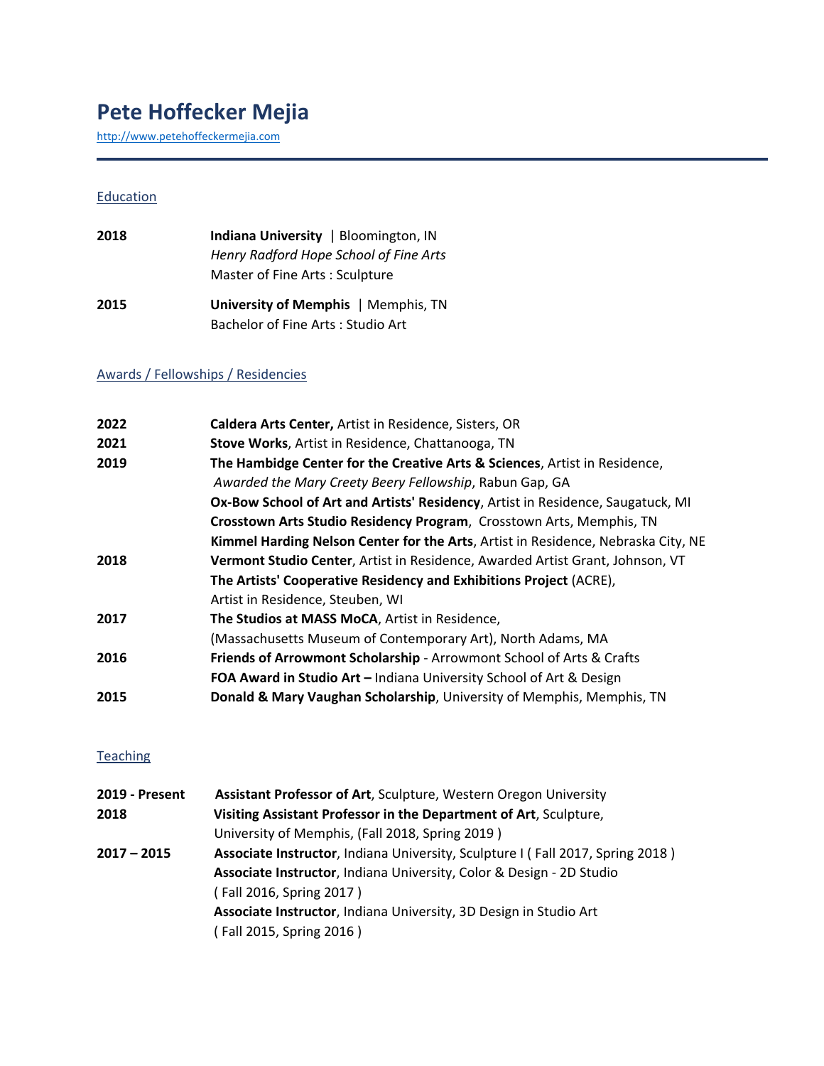# Pete Hoffecker Mejia

http://www.petehoffeckermejia.com

## Education

**2018** — **Indiana University** | Bloomington, IN
*Henry Radford Hope School of Fine Arts*
Master of Fine Arts : Sculpture

**2015** — **University of Memphis** | Memphis, TN
Bachelor of Fine Arts : Studio Art

## Awards / Fellowships / Residencies

**2022** — **Caldera Arts Center,** Artist in Residence, Sisters, OR

**2021** — **Stove Works**, Artist in Residence, Chattanooga, TN

**2019** — **The Hambidge Center for the Creative Arts & Sciences**, Artist in Residence, *Awarded the Mary Creety Beery Fellowship*, Rabun Gap, GA
**Ox-Bow School of Art and Artists' Residency**, Artist in Residence, Saugatuck, MI
**Crosstown Arts Studio Residency Program**, Crosstown Arts, Memphis, TN
**Kimmel Harding Nelson Center for the Arts**, Artist in Residence, Nebraska City, NE

**2018** — **Vermont Studio Center**, Artist in Residence, Awarded Artist Grant, Johnson, VT
**The Artists' Cooperative Residency and Exhibitions Project** (ACRE), Artist in Residence, Steuben, WI

**2017** — **The Studios at MASS MoCA**, Artist in Residence, (Massachusetts Museum of Contemporary Art), North Adams, MA

**2016** — **Friends of Arrowmont Scholarship** - Arrowmont School of Arts & Crafts
**FOA Award in Studio Art –** Indiana University School of Art & Design

**2015** — **Donald & Mary Vaughan Scholarship**, University of Memphis, Memphis, TN

## Teaching

**2019 - Present** — **Assistant Professor of Art**, Sculpture, Western Oregon University

**2018** — **Visiting Assistant Professor in the Department of Art**, Sculpture, University of Memphis, (Fall 2018, Spring 2019 )

**2017 – 2015** — **Associate Instructor**, Indiana University, Sculpture I ( Fall 2017, Spring 2018 )
**Associate Instructor**, Indiana University, Color & Design - 2D Studio ( Fall 2016, Spring 2017 )
**Associate Instructor**, Indiana University, 3D Design in Studio Art ( Fall 2015, Spring 2016 )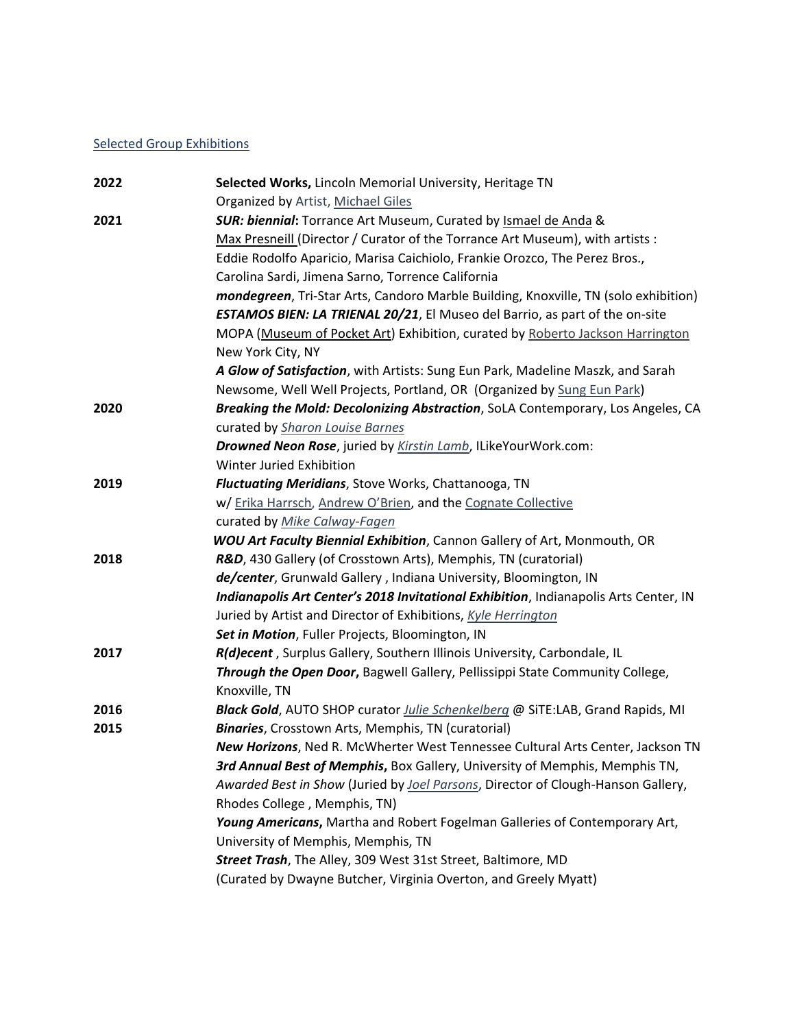## Selected Group Exhibitions

**2022**

**Selected Works,** Lincoln Memorial University, Heritage TN
Organized by Artist, Michael Giles

**2021**

***SUR: biennial*:** Torrance Art Museum, Curated by Ismael de Anda & Max Presneill (Director / Curator of the Torrance Art Museum), with artists : Eddie Rodolfo Aparicio, Marisa Caichiolo, Frankie Orozco, The Perez Bros., Carolina Sardi, Jimena Sarno, Torrence California

***mondegreen***, Tri-Star Arts, Candoro Marble Building, Knoxville, TN (solo exhibition)

***ESTAMOS BIEN: LA TRIENAL 20/21***, El Museo del Barrio, as part of the on-site MOPA (Museum of Pocket Art) Exhibition, curated by Roberto Jackson Harrington New York City, NY

***A Glow of Satisfaction***, with Artists: Sung Eun Park, Madeline Maszk, and Sarah Newsome, Well Well Projects, Portland, OR (Organized by Sung Eun Park)

**2020**

***Breaking the Mold: Decolonizing Abstraction***, SoLA Contemporary, Los Angeles, CA curated by *Sharon Louise Barnes*

***Drowned Neon Rose***, juried by *Kirstin Lamb*, ILikeYourWork.com: Winter Juried Exhibition

**2019**

***Fluctuating Meridians***, Stove Works, Chattanooga, TN w/ Erika Harrsch, Andrew O'Brien, and the Cognate Collective curated by *Mike Calway-Fagen*

***WOU Art Faculty Biennial Exhibition***, Cannon Gallery of Art, Monmouth, OR

**2018**

***R&D***, 430 Gallery (of Crosstown Arts), Memphis, TN (curatorial)

***de/center***, Grunwald Gallery , Indiana University, Bloomington, IN

***Indianapolis Art Center's 2018 Invitational Exhibition***, Indianapolis Arts Center, IN Juried by Artist and Director of Exhibitions, *Kyle Herrington*

***Set in Motion***, Fuller Projects, Bloomington, IN

**2017**

***R(d)ecent*** , Surplus Gallery, Southern Illinois University, Carbondale, IL

***Through the Open Door*,** Bagwell Gallery, Pellissippi State Community College, Knoxville, TN

**2016**

***Black Gold***, AUTO SHOP curator *Julie Schenkelberg* @ SiTE:LAB, Grand Rapids, MI

**2015**

***Binaries***, Crosstown Arts, Memphis, TN (curatorial)

***New Horizons***, Ned R. McWherter West Tennessee Cultural Arts Center, Jackson TN

***3rd Annual Best of Memphis*,** Box Gallery, University of Memphis, Memphis TN, *Awarded Best in Show* (Juried by *Joel Parsons*, Director of Clough-Hanson Gallery, Rhodes College , Memphis, TN)

***Young Americans*,** Martha and Robert Fogelman Galleries of Contemporary Art, University of Memphis, Memphis, TN

***Street Trash***, The Alley, 309 West 31st Street, Baltimore, MD (Curated by Dwayne Butcher, Virginia Overton, and Greely Myatt)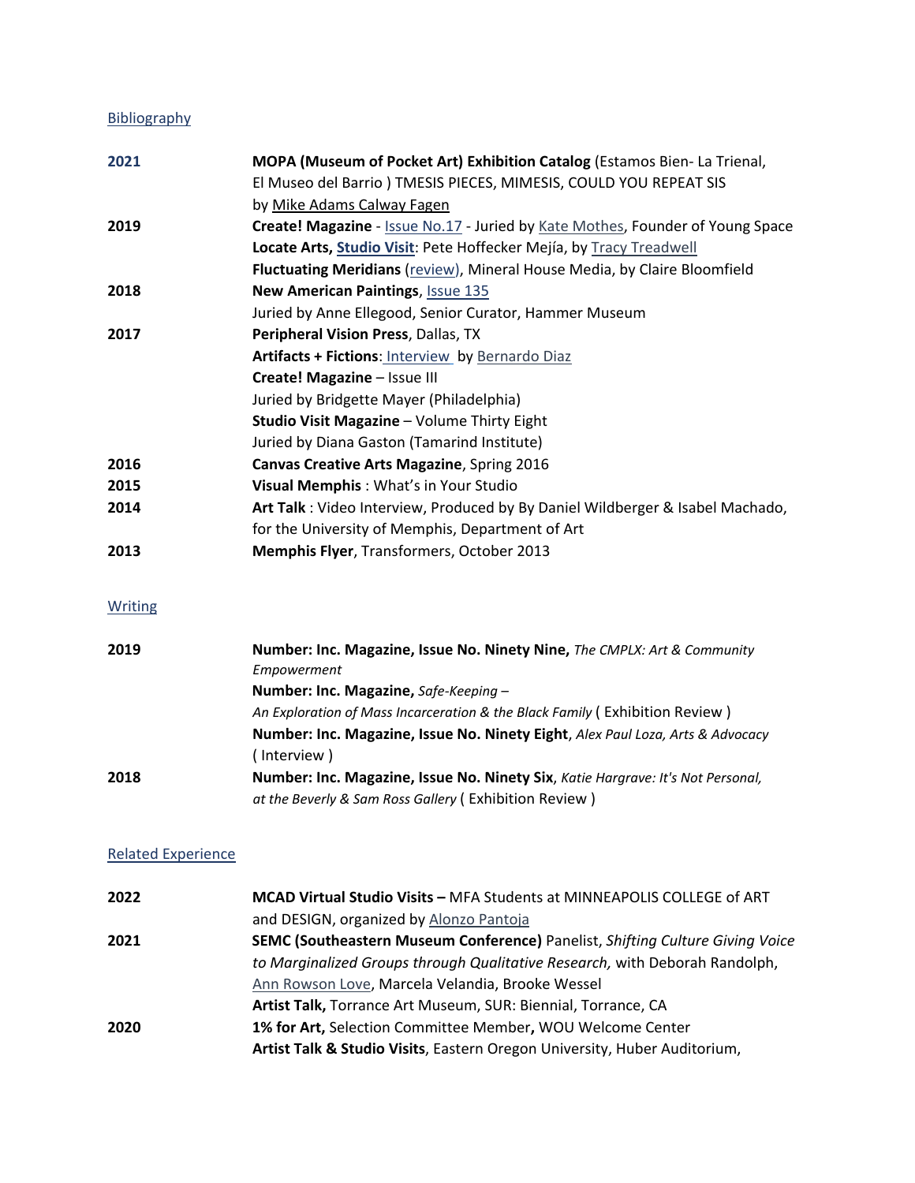## Bibliography

**2021** — **MOPA (Museum of Pocket Art) Exhibition Catalog** (Estamos Bien- La Trienal, El Museo del Barrio ) TMESIS PIECES, MIMESIS, COULD YOU REPEAT SIS by Mike Adams Calway Fagen

**2019** — **Create! Magazine** - Issue No.17 - Juried by Kate Mothes, Founder of Young Space
**Locate Arts, Studio Visit**: Pete Hoffecker Mejía, by Tracy Treadwell
**Fluctuating Meridians** (review), Mineral House Media, by Claire Bloomfield

**2018** — **New American Paintings**, Issue 135
Juried by Anne Ellegood, Senior Curator, Hammer Museum

**2017** — **Peripheral Vision Press**, Dallas, TX
**Artifacts + Fictions**: Interview by Bernardo Diaz
**Create! Magazine** – Issue III
Juried by Bridgette Mayer (Philadelphia)
**Studio Visit Magazine** – Volume Thirty Eight
Juried by Diana Gaston (Tamarind Institute)

**2016** — **Canvas Creative Arts Magazine**, Spring 2016

**2015** — **Visual Memphis** : What's in Your Studio

**2014** — **Art Talk** : Video Interview, Produced by By Daniel Wildberger & Isabel Machado, for the University of Memphis, Department of Art

**2013** — **Memphis Flyer**, Transformers, October 2013

## Writing

**2019** — **Number: Inc. Magazine, Issue No. Ninety Nine,** *The CMPLX: Art & Community Empowerment*
**Number: Inc. Magazine,** *Safe-Keeping – An Exploration of Mass Incarceration & the Black Family* ( Exhibition Review )
**Number: Inc. Magazine, Issue No. Ninety Eight**, *Alex Paul Loza, Arts & Advocacy* ( Interview )

**2018** — **Number: Inc. Magazine, Issue No. Ninety Six**, *Katie Hargrave: It's Not Personal, at the Beverly & Sam Ross Gallery* ( Exhibition Review )

## Related Experience

**2022** — **MCAD Virtual Studio Visits –** MFA Students at MINNEAPOLIS COLLEGE of ART and DESIGN, organized by Alonzo Pantoja

**2021** — **SEMC (Southeastern Museum Conference)** Panelist, *Shifting Culture Giving Voice to Marginalized Groups through Qualitative Research,* with Deborah Randolph, Ann Rowson Love, Marcela Velandia, Brooke Wessel
**Artist Talk,** Torrance Art Museum, SUR: Biennial, Torrance, CA

**2020** — **1% for Art,** Selection Committee Member**,** WOU Welcome Center
**Artist Talk & Studio Visits**, Eastern Oregon University, Huber Auditorium,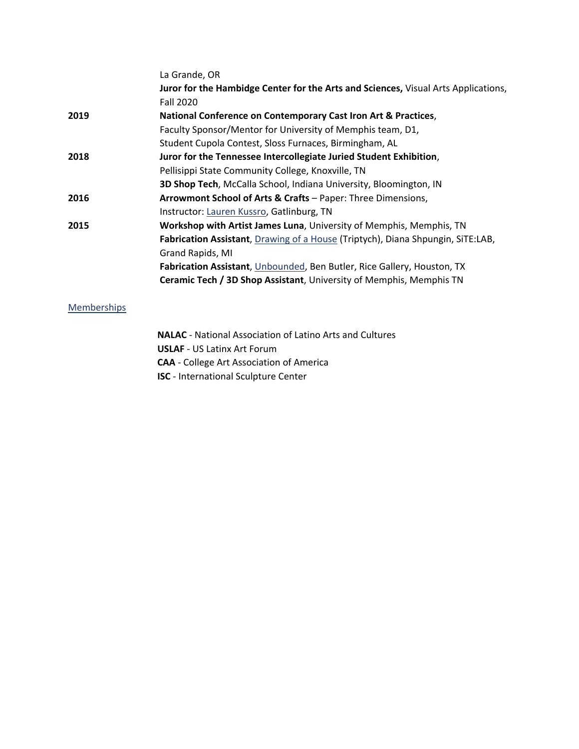| | |
|---|---|
| | La Grande, OR |
| | **Juror for the Hambidge Center for the Arts and Sciences,** Visual Arts Applications, Fall 2020 |
| **2019** | **National Conference on Contemporary Cast Iron Art & Practices**, Faculty Sponsor/Mentor for University of Memphis team, D1, Student Cupola Contest, Sloss Furnaces, Birmingham, AL |
| **2018** | **Juror for the Tennessee Intercollegiate Juried Student Exhibition**, Pellisippi State Community College, Knoxville, TN |
| | **3D Shop Tech**, McCalla School, Indiana University, Bloomington, IN |
| **2016** | **Arrowmont School of Arts & Crafts** – Paper: Three Dimensions, Instructor: Lauren Kussro, Gatlinburg, TN |
| **2015** | **Workshop with Artist James Luna**, University of Memphis, Memphis, TN |
| | **Fabrication Assistant**, Drawing of a House (Triptych), Diana Shpungin, SiTE:LAB, Grand Rapids, MI |
| | **Fabrication Assistant**, Unbounded, Ben Butler, Rice Gallery, Houston, TX |
| | **Ceramic Tech / 3D Shop Assistant**, University of Memphis, Memphis TN |

## Memberships

**NALAC** - National Association of Latino Arts and Cultures
**USLAF** - US Latinx Art Forum
**CAA** - College Art Association of America
**ISC** - International Sculpture Center